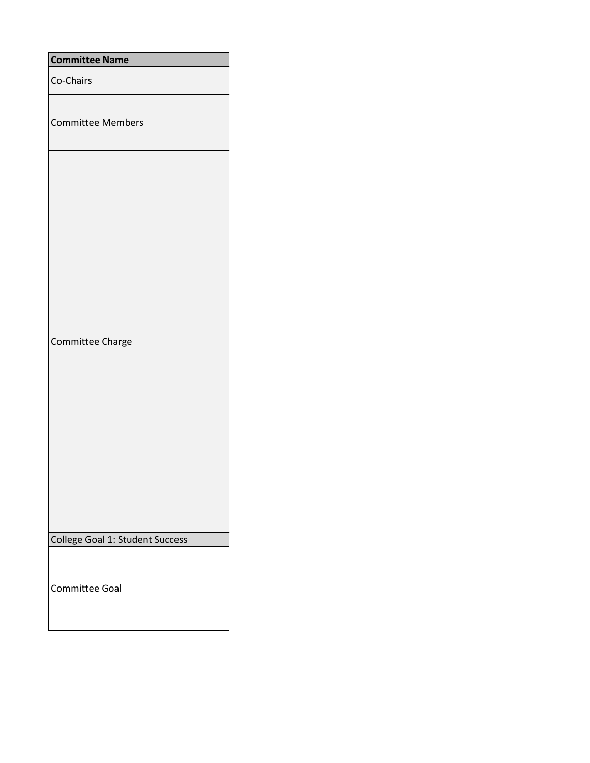| Committee Name |
| --- |
| Co-Chairs |
| Committee Members |
| Committee Charge |
| College Goal 1: Student Success |
| Committee Goal |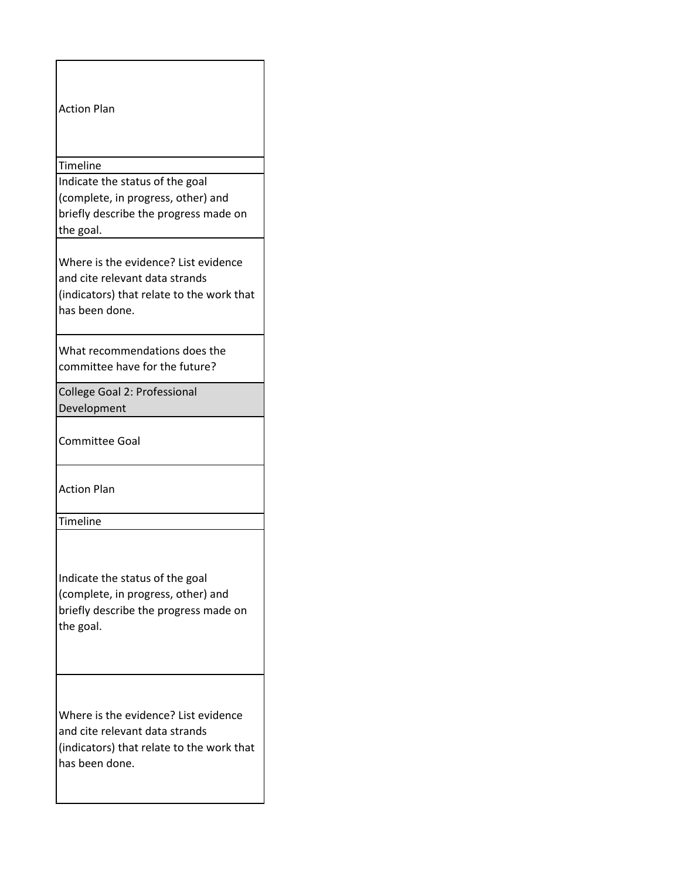| Action Plan |
| --- |
| Timeline |
| Indicate the status of the goal (complete, in progress, other) and briefly describe the progress made on the goal. |
| Where is the evidence? List evidence and cite relevant data strands (indicators) that relate to the work that has been done. |
| What recommendations does the committee have for the future? |
| College Goal 2: Professional Development |
| Committee Goal |
| Action Plan |
| Timeline |
| Indicate the status of the goal (complete, in progress, other) and briefly describe the progress made on the goal. |
| Where is the evidence? List evidence and cite relevant data strands (indicators) that relate to the work that has been done. |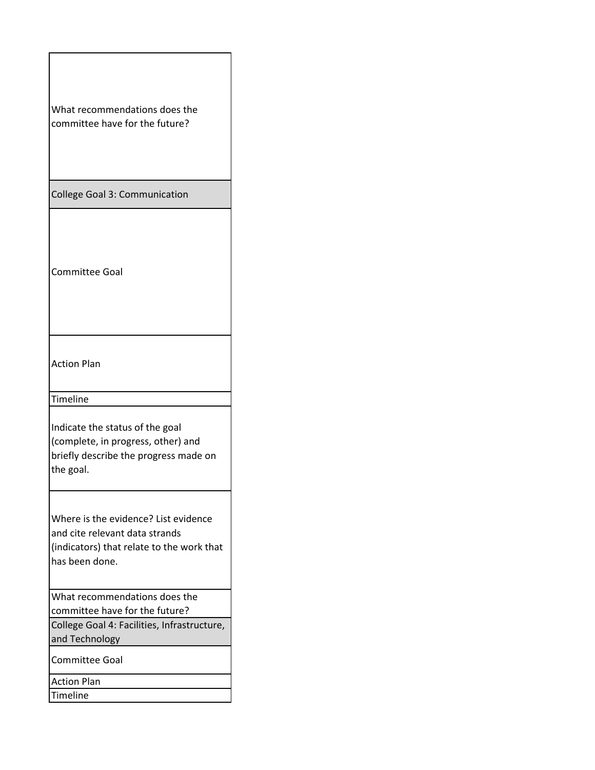| What recommendations does the committee have for the future? |
|---|
| College Goal 3: Communication |
| Committee Goal |
| Action Plan |
| Timeline |
| Indicate the status of the goal (complete, in progress, other) and briefly describe the progress made on the goal. |
| Where is the evidence? List evidence and cite relevant data strands (indicators) that relate to the work that has been done. |
| What recommendations does the committee have for the future? |
| College Goal 4: Facilities, Infrastructure, and Technology |
| Committee Goal |
| Action Plan |
| Timeline |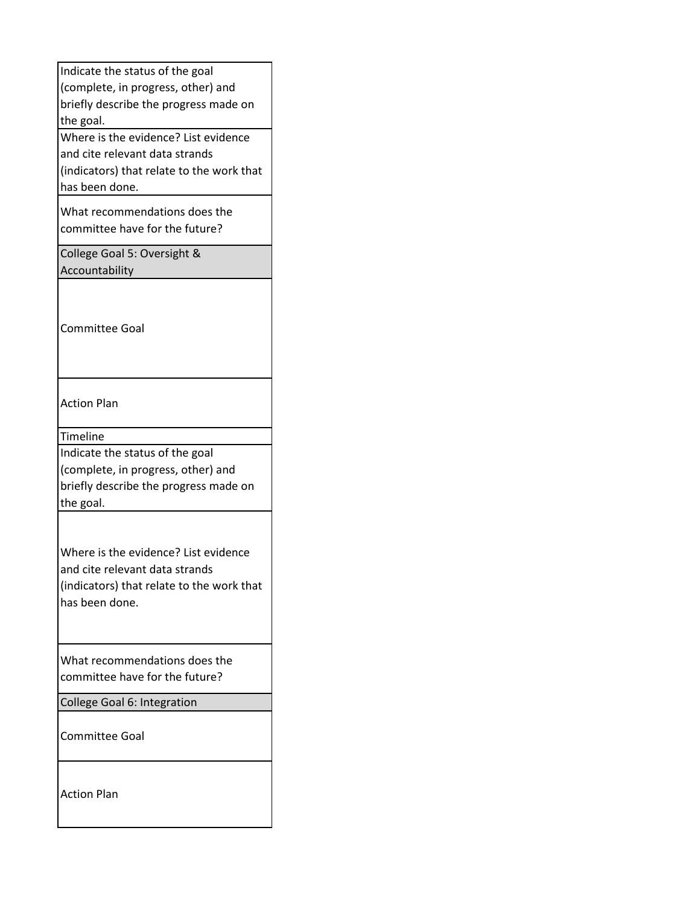| |
|---|
| Indicate the status of the goal (complete, in progress, other) and briefly describe the progress made on the goal. |
| Where is the evidence? List evidence and cite relevant data strands (indicators) that relate to the work that has been done. |
| What recommendations does the committee have for the future? |
| College Goal 5: Oversight & Accountability |
| Committee Goal |
| Action Plan |
| Timeline |
| Indicate the status of the goal (complete, in progress, other) and briefly describe the progress made on the goal. |
| Where is the evidence? List evidence and cite relevant data strands (indicators) that relate to the work that has been done. |
| What recommendations does the committee have for the future? |
| College Goal 6: Integration |
| Committee Goal |
| Action Plan |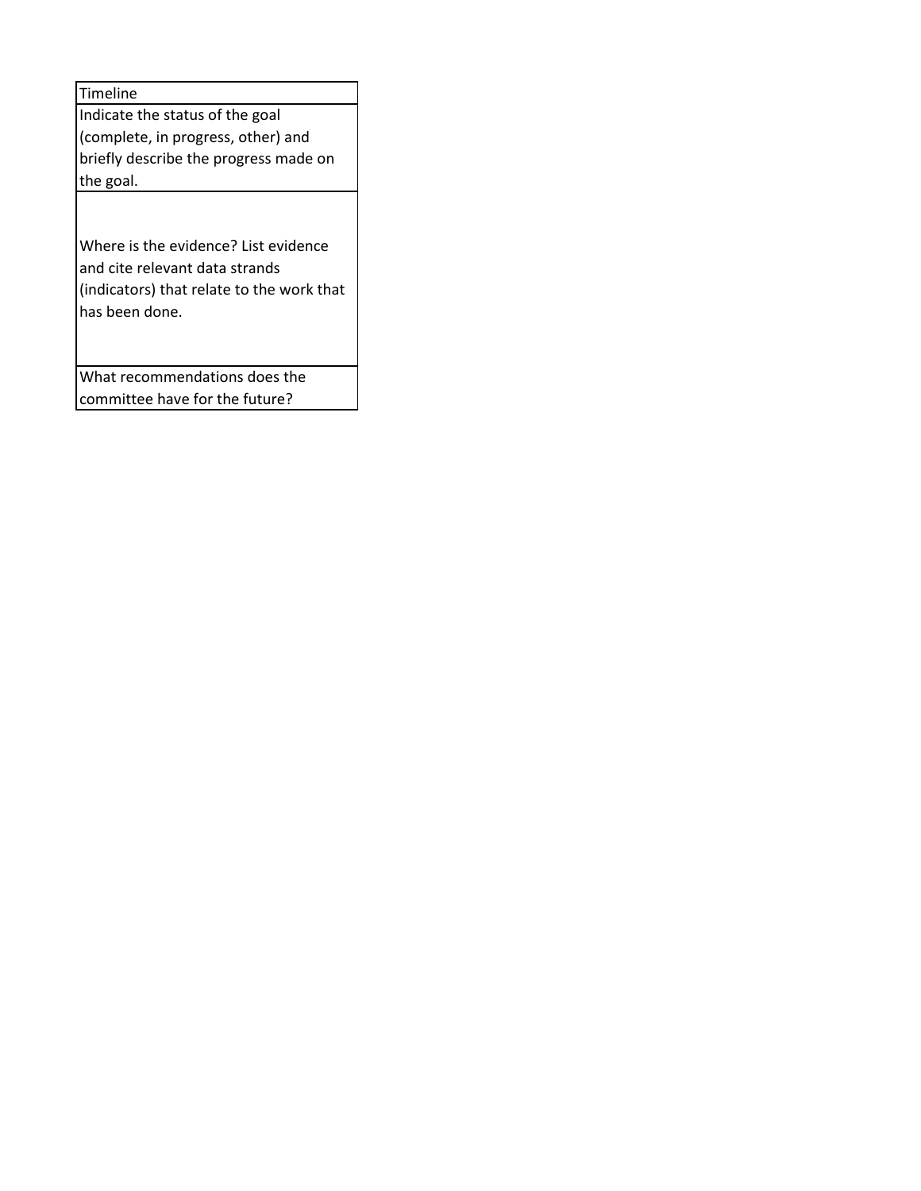| Timeline |
| --- |
| Indicate the status of the goal (complete, in progress, other) and briefly describe the progress made on the goal. |
| Where is the evidence? List evidence and cite relevant data strands (indicators) that relate to the work that has been done. |
| What recommendations does the committee have for the future? |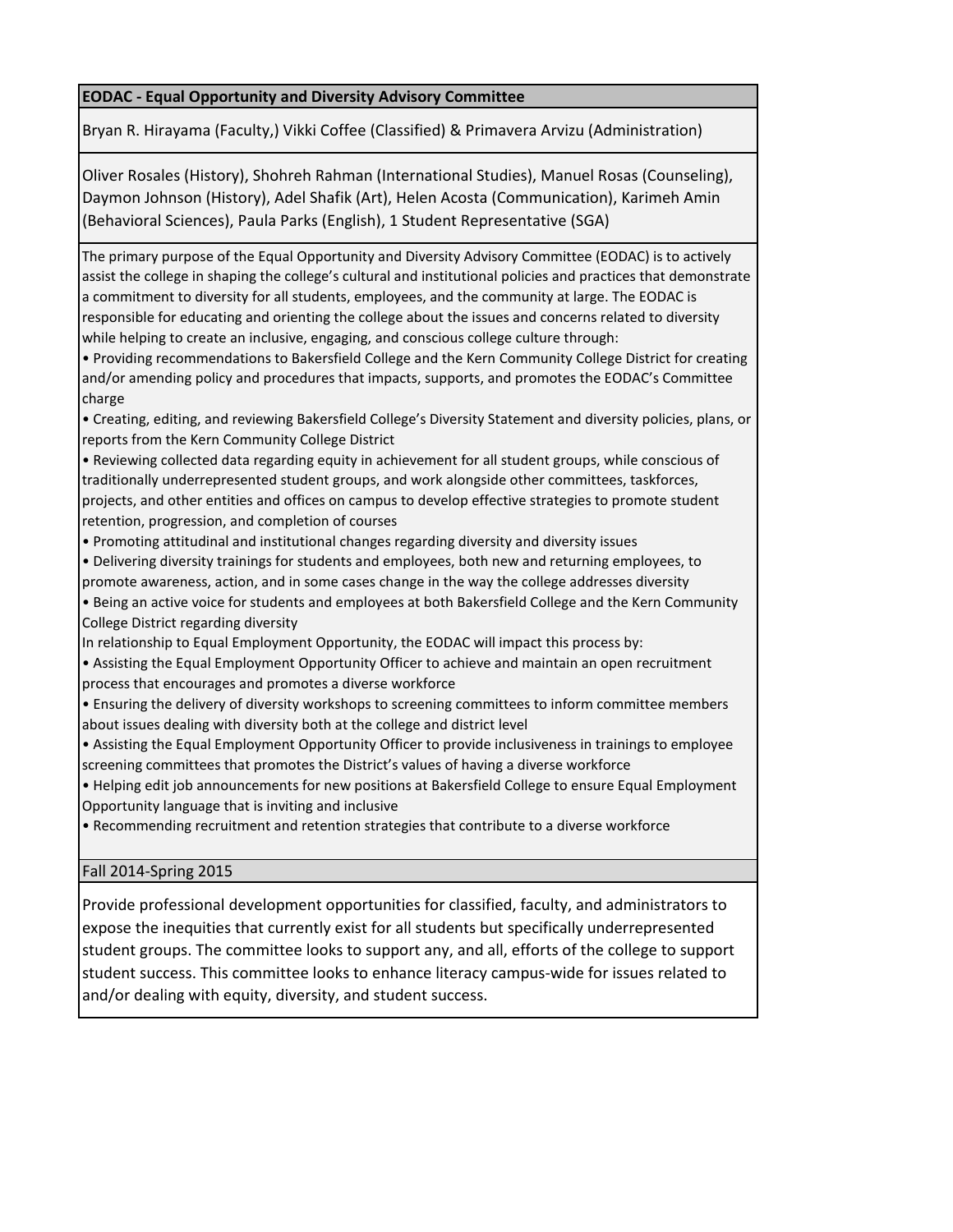**EODAC - Equal Opportunity and Diversity Advisory Committee**

Bryan R. Hirayama (Faculty,) Vikki Coffee (Classified) & Primavera Arvizu (Administration)

Oliver Rosales (History), Shohreh Rahman (International Studies), Manuel Rosas (Counseling), Daymon Johnson (History), Adel Shafik (Art), Helen Acosta (Communication), Karimeh Amin (Behavioral Sciences), Paula Parks (English), 1 Student Representative (SGA)

The primary purpose of the Equal Opportunity and Diversity Advisory Committee (EODAC) is to actively assist the college in shaping the college's cultural and institutional policies and practices that demonstrate a commitment to diversity for all students, employees, and the community at large. The EODAC is responsible for educating and orienting the college about the issues and concerns related to diversity while helping to create an inclusive, engaging, and conscious college culture through:

- Providing recommendations to Bakersfield College and the Kern Community College District for creating and/or amending policy and procedures that impacts, supports, and promotes the EODAC's Committee charge
- Creating, editing, and reviewing Bakersfield College's Diversity Statement and diversity policies, plans, or reports from the Kern Community College District
- Reviewing collected data regarding equity in achievement for all student groups, while conscious of traditionally underrepresented student groups, and work alongside other committees, taskforces, projects, and other entities and offices on campus to develop effective strategies to promote student retention, progression, and completion of courses
- Promoting attitudinal and institutional changes regarding diversity and diversity issues
- Delivering diversity trainings for students and employees, both new and returning employees, to promote awareness, action, and in some cases change in the way the college addresses diversity
- Being an active voice for students and employees at both Bakersfield College and the Kern Community College District regarding diversity

In relationship to Equal Employment Opportunity, the EODAC will impact this process by:

- Assisting the Equal Employment Opportunity Officer to achieve and maintain an open recruitment process that encourages and promotes a diverse workforce
- Ensuring the delivery of diversity workshops to screening committees to inform committee members about issues dealing with diversity both at the college and district level
- Assisting the Equal Employment Opportunity Officer to provide inclusiveness in trainings to employee screening committees that promotes the District's values of having a diverse workforce
- Helping edit job announcements for new positions at Bakersfield College to ensure Equal Employment Opportunity language that is inviting and inclusive
- Recommending recruitment and retention strategies that contribute to a diverse workforce

Fall 2014-Spring 2015

Provide professional development opportunities for classified, faculty, and administrators to expose the inequities that currently exist for all students but specifically underrepresented student groups. The committee looks to support any, and all, efforts of the college to support student success. This committee looks to enhance literacy campus-wide for issues related to and/or dealing with equity, diversity, and student success.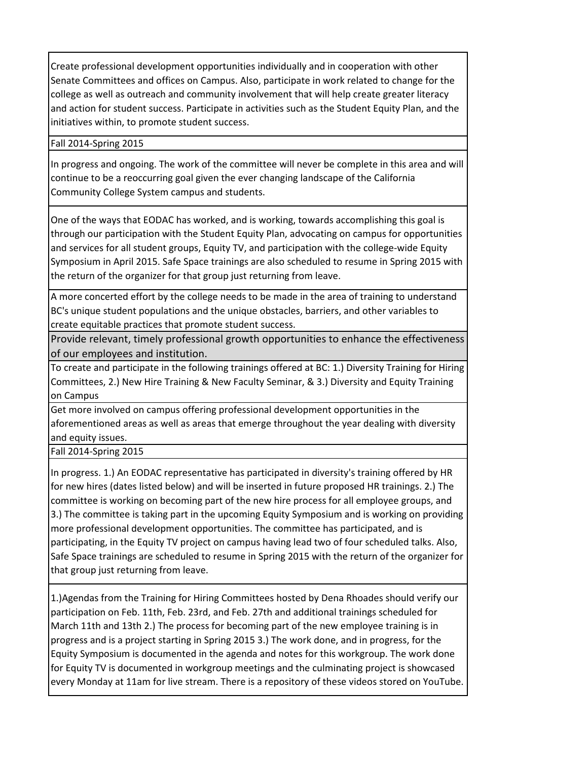| Create professional development opportunities individually and in cooperation with other Senate Committees and offices on Campus. Also, participate in work related to change for the college as well as outreach and community involvement that will help create greater literacy and action for student success. Participate in activities such as the Student Equity Plan, and the initiatives within, to promote student success. |
|---|
| Fall 2014-Spring 2015 |
| In progress and ongoing. The work of the committee will never be complete in this area and will continue to be a reoccurring goal given the ever changing landscape of the California Community College System campus and students. |
| One of the ways that EODAC has worked, and is working, towards accomplishing this goal is through our participation with the Student Equity Plan, advocating on campus for opportunities and services for all student groups, Equity TV, and participation with the college-wide Equity Symposium in April 2015. Safe Space trainings are also scheduled to resume in Spring 2015 with the return of the organizer for that group just returning from leave. |
| A more concerted effort by the college needs to be made in the area of training to understand BC's unique student populations and the unique obstacles, barriers, and other variables to create equitable practices that promote student success. |
| **Provide relevant, timely professional growth opportunities to enhance the effectiveness of our employees and institution.** |
| To create and participate in the following trainings offered at BC: 1.) Diversity Training for Hiring Committees, 2.) New Hire Training & New Faculty Seminar, & 3.) Diversity and Equity Training on Campus |
| Get more involved on campus offering professional development opportunities in the aforementioned areas as well as areas that emerge throughout the year dealing with diversity and equity issues. |
| Fall 2014-Spring 2015 |
| In progress. 1.) An EODAC representative has participated in diversity's training offered by HR for new hires (dates listed below) and will be inserted in future proposed HR trainings. 2.) The committee is working on becoming part of the new hire process for all employee groups, and 3.) The committee is taking part in the upcoming Equity Symposium and is working on providing more professional development opportunities. The committee has participated, and is participating, in the Equity TV project on campus having lead two of four scheduled talks. Also, Safe Space trainings are scheduled to resume in Spring 2015 with the return of the organizer for that group just returning from leave. |
| 1.)Agendas from the Training for Hiring Committees hosted by Dena Rhoades should verify our participation on Feb. 11th, Feb. 23rd, and Feb. 27th and additional trainings scheduled for March 11th and 13th 2.) The process for becoming part of the new employee training is in progress and is a project starting in Spring 2015 3.) The work done, and in progress, for the Equity Symposium is documented in the agenda and notes for this workgroup. The work done for Equity TV is documented in workgroup meetings and the culminating project is showcased every Monday at 11am for live stream. There is a repository of these videos stored on YouTube. |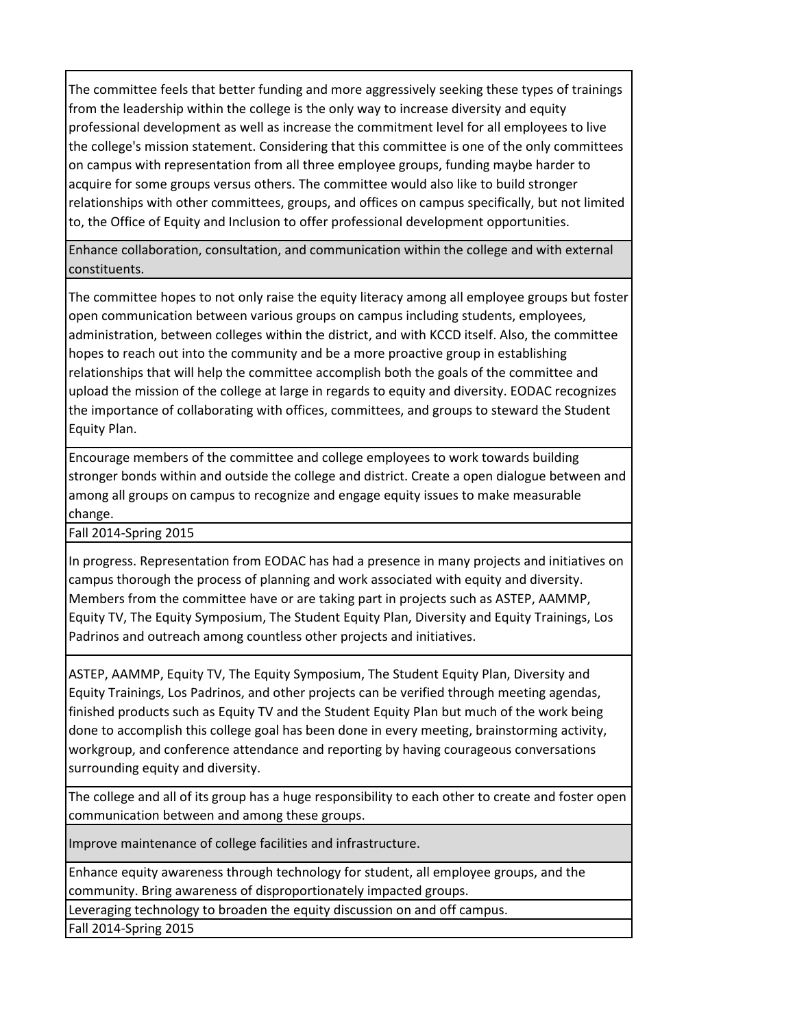| |
|---|
| The committee feels that better funding and more aggressively seeking these types of trainings from the leadership within the college is the only way to increase diversity and equity professional development as well as increase the commitment level for all employees to live the college's mission statement. Considering that this committee is one of the only committees on campus with representation from all three employee groups, funding maybe harder to acquire for some groups versus others. The committee would also like to build stronger relationships with other committees, groups, and offices on campus specifically, but not limited to, the Office of Equity and Inclusion to offer professional development opportunities. |
| Enhance collaboration, consultation, and communication within the college and with external constituents. |
| The committee hopes to not only raise the equity literacy among all employee groups but foster open communication between various groups on campus including students, employees, administration, between colleges within the district, and with KCCD itself. Also, the committee hopes to reach out into the community and be a more proactive group in establishing relationships that will help the committee accomplish both the goals of the committee and upload the mission of the college at large in regards to equity and diversity. EODAC recognizes the importance of collaborating with offices, committees, and groups to steward the Student Equity Plan. |
| Encourage members of the committee and college employees to work towards building stronger bonds within and outside the college and district. Create a open dialogue between and among all groups on campus to recognize and engage equity issues to make measurable change. |
| Fall 2014-Spring 2015 |
| In progress. Representation from EODAC has had a presence in many projects and initiatives on campus thorough the process of planning and work associated with equity and diversity. Members from the committee have or are taking part in projects such as ASTEP, AAMMP, Equity TV, The Equity Symposium, The Student Equity Plan, Diversity and Equity Trainings, Los Padrinos and outreach among countless other projects and initiatives. |
| ASTEP, AAMMP, Equity TV, The Equity Symposium, The Student Equity Plan, Diversity and Equity Trainings, Los Padrinos, and other projects can be verified through meeting agendas, finished products such as Equity TV and the Student Equity Plan but much of the work being done to accomplish this college goal has been done in every meeting, brainstorming activity, workgroup, and conference attendance and reporting by having courageous conversations surrounding equity and diversity. |
| The college and all of its group has a huge responsibility to each other to create and foster open communication between and among these groups. |
| Improve maintenance of college facilities and infrastructure. |
| Enhance equity awareness through technology for student, all employee groups, and the community. Bring awareness of disproportionately impacted groups. |
| Leveraging technology to broaden the equity discussion on and off campus. |
| Fall 2014-Spring 2015 |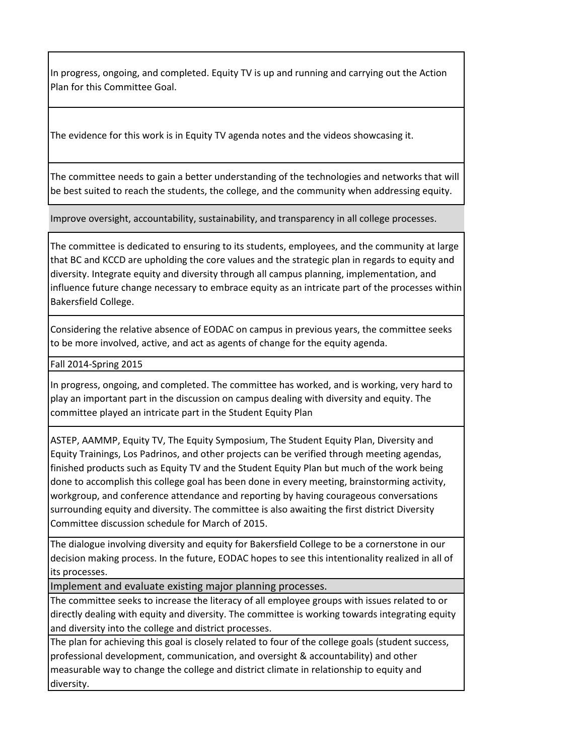| |
|---|
| In progress, ongoing, and completed. Equity TV is up and running and carrying out the Action Plan for this Committee Goal. |
| The evidence for this work is in Equity TV agenda notes and the videos showcasing it. |
| The committee needs to gain a better understanding of the technologies and networks that will be best suited to reach the students, the college, and the community when addressing equity. |
| Improve oversight, accountability, sustainability, and transparency in all college processes. |
| The committee is dedicated to ensuring to its students, employees, and the community at large that BC and KCCD are upholding the core values and the strategic plan in regards to equity and diversity. Integrate equity and diversity through all campus planning, implementation, and influence future change necessary to embrace equity as an intricate part of the processes within Bakersfield College. |
| Considering the relative absence of EODAC on campus in previous years, the committee seeks to be more involved, active, and act as agents of change for the equity agenda. |
| Fall 2014-Spring 2015 |
| In progress, ongoing, and completed. The committee has worked, and is working, very hard to play an important part in the discussion on campus dealing with diversity and equity. The committee played an intricate part in the Student Equity Plan |
| ASTEP, AAMMP, Equity TV, The Equity Symposium, The Student Equity Plan, Diversity and Equity Trainings, Los Padrinos, and other projects can be verified through meeting agendas, finished products such as Equity TV and the Student Equity Plan but much of the work being done to accomplish this college goal has been done in every meeting, brainstorming activity, workgroup, and conference attendance and reporting by having courageous conversations surrounding equity and diversity. The committee is also awaiting the first district Diversity Committee discussion schedule for March of 2015. |
| The dialogue involving diversity and equity for Bakersfield College to be a cornerstone in our decision making process. In the future, EODAC hopes to see this intentionality realized in all of its processes. |
| Implement and evaluate existing major planning processes. |
| The committee seeks to increase the literacy of all employee groups with issues related to or directly dealing with equity and diversity. The committee is working towards integrating equity and diversity into the college and district processes. |
| The plan for achieving this goal is closely related to four of the college goals (student success, professional development, communication, and oversight & accountability) and other measurable way to change the college and district climate in relationship to equity and diversity. |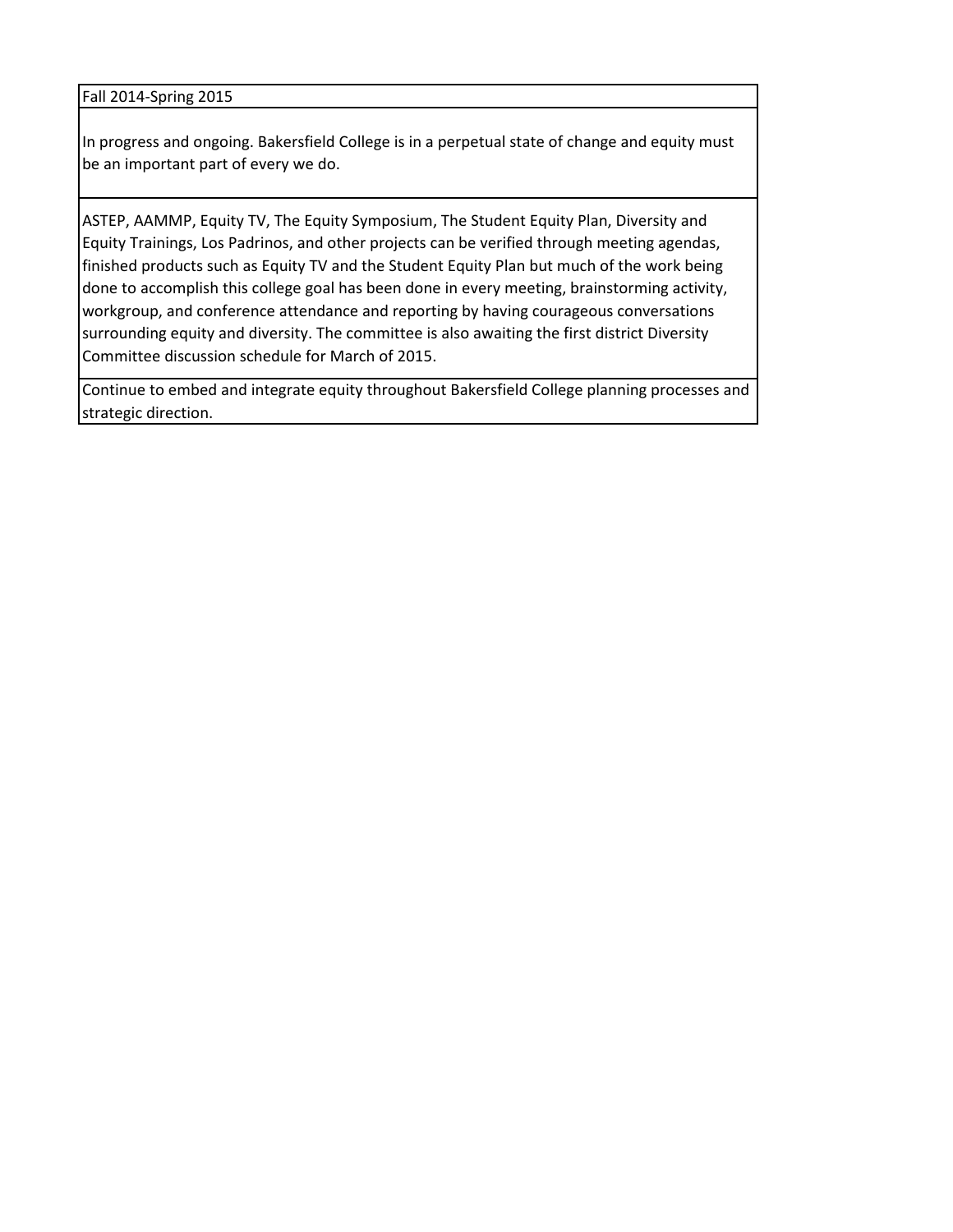| |
|---|
| Fall 2014-Spring 2015 |
| In progress and ongoing. Bakersfield College is in a perpetual state of change and equity must be an important part of every we do. |
| ASTEP, AAMMP, Equity TV, The Equity Symposium, The Student Equity Plan, Diversity and Equity Trainings, Los Padrinos, and other projects can be verified through meeting agendas, finished products such as Equity TV and the Student Equity Plan but much of the work being done to accomplish this college goal has been done in every meeting, brainstorming activity, workgroup, and conference attendance and reporting by having courageous conversations surrounding equity and diversity. The committee is also awaiting the first district Diversity Committee discussion schedule for March of 2015. |
| Continue to embed and integrate equity throughout Bakersfield College planning processes and strategic direction. |